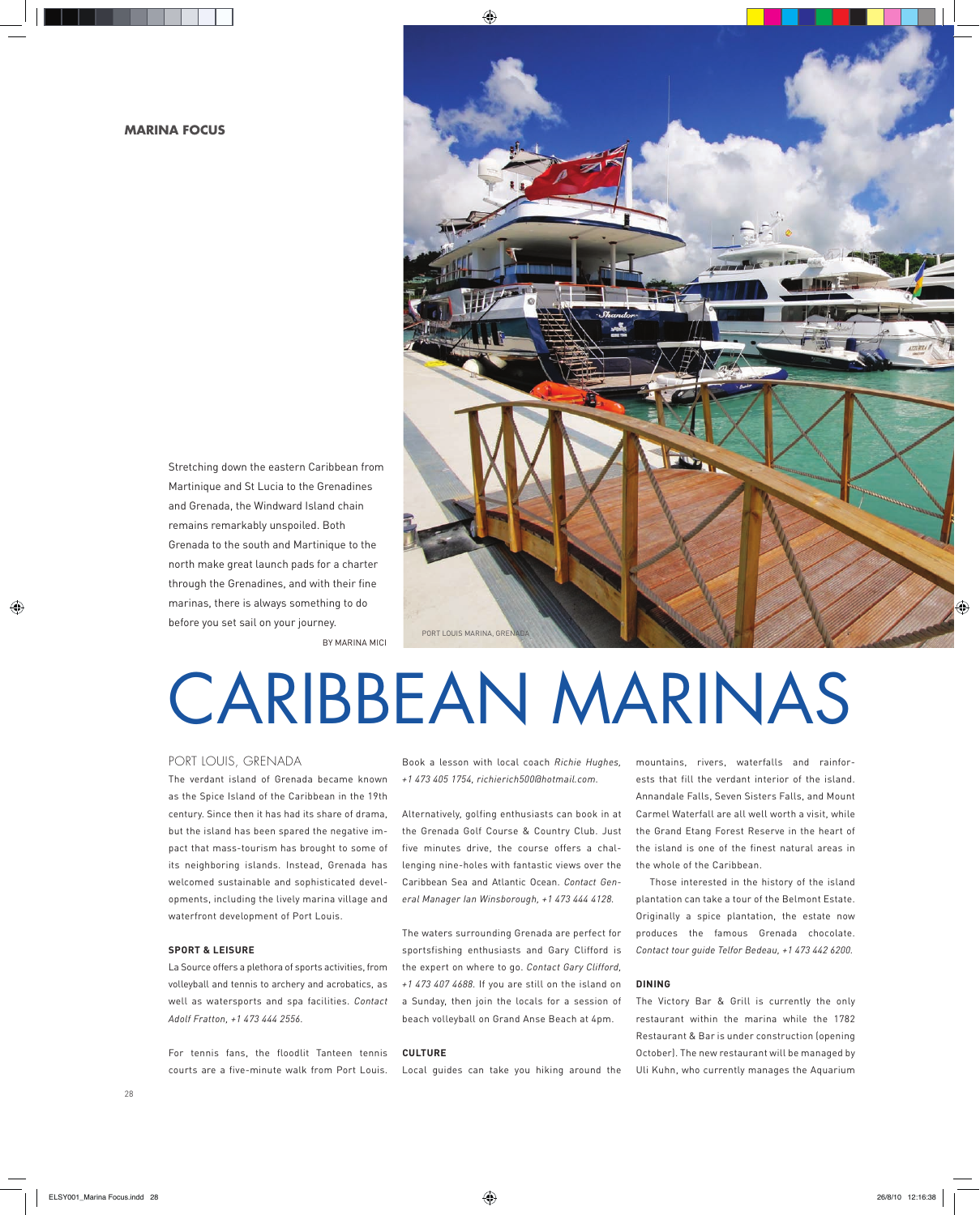MARINA FOCUS

Stretching down the eastern Caribbean from Martinique and St Lucia to the Grenadines and Grenada, the Windward Island chain remains remarkably unspoiled. Both Grenada to the south and Martinique to the north make great launch pads for a charter through the Grenadines, and with their fine marinas, there is always something to do before you set sail on your journey.

BY MARINA MICI

PORT LOUIS MARINA, GRENADA

# CARIBBEAN MARINAS

## PORT LOUIS, GRENADA

The verdant island of Grenada became known as the Spice Island of the Caribbean in the 19th century. Since then it has had its share of drama, but the island has been spared the negative impact that mass-tourism has brought to some of its neighboring islands. Instead, Grenada has welcomed sustainable and sophisticated developments, including the lively marina village and waterfront development of Port Louis.

### SPORT & LEISURE

La Source offers a plethora of sports activities, from volleyball and tennis to archery and acrobatics, as well as watersports and spa facilities. *Contact Adolf Fratton, +1 473 444 2556.*

For tennis fans, the floodlit Tanteen tennis courts are a five-minute walk from Port Louis. Book a lesson with local coach *Richie Hughes, +1 473 405 1754, richierich500@hotmail.com.*

Alternatively, golfing enthusiasts can book in at the Grenada Golf Course & Country Club. Just five minutes drive, the course offers a challenging nine-holes with fantastic views over the Caribbean Sea and Atlantic Ocean. *Contact General Manager Ian Winsborough, +1 473 444 4128.*

The waters surrounding Grenada are perfect for sportsfishing enthusiasts and Gary Clifford is the expert on where to go. *Contact Gary Clifford, +1 473 407 4688.* If you are still on the island on a Sunday, then join the locals for a session of beach volleyball on Grand Anse Beach at 4pm.

### CULTURE

Local guides can take you hiking around the mountains, rivers, waterfalls and rainforests that fill the verdant interior of the island. Annandale Falls, Seven Sisters Falls, and Mount Carmel Waterfall are all well worth a visit, while the Grand Etang Forest Reserve in the heart of the island is one of the finest natural areas in the whole of the Caribbean.

Those interested in the history of the island plantation can take a tour of the Belmont Estate. Originally a spice plantation, the estate now produces the famous Grenada chocolate. *Contact tour guide Telfor Bedeau, +1 473 442 6200.*

### DINING

The Victory Bar & Grill is currently the only restaurant within the marina while the 1782 Restaurant & Bar is under construction (opening October). The new restaurant will be managed by Uli Kuhn, who currently manages the Aquarium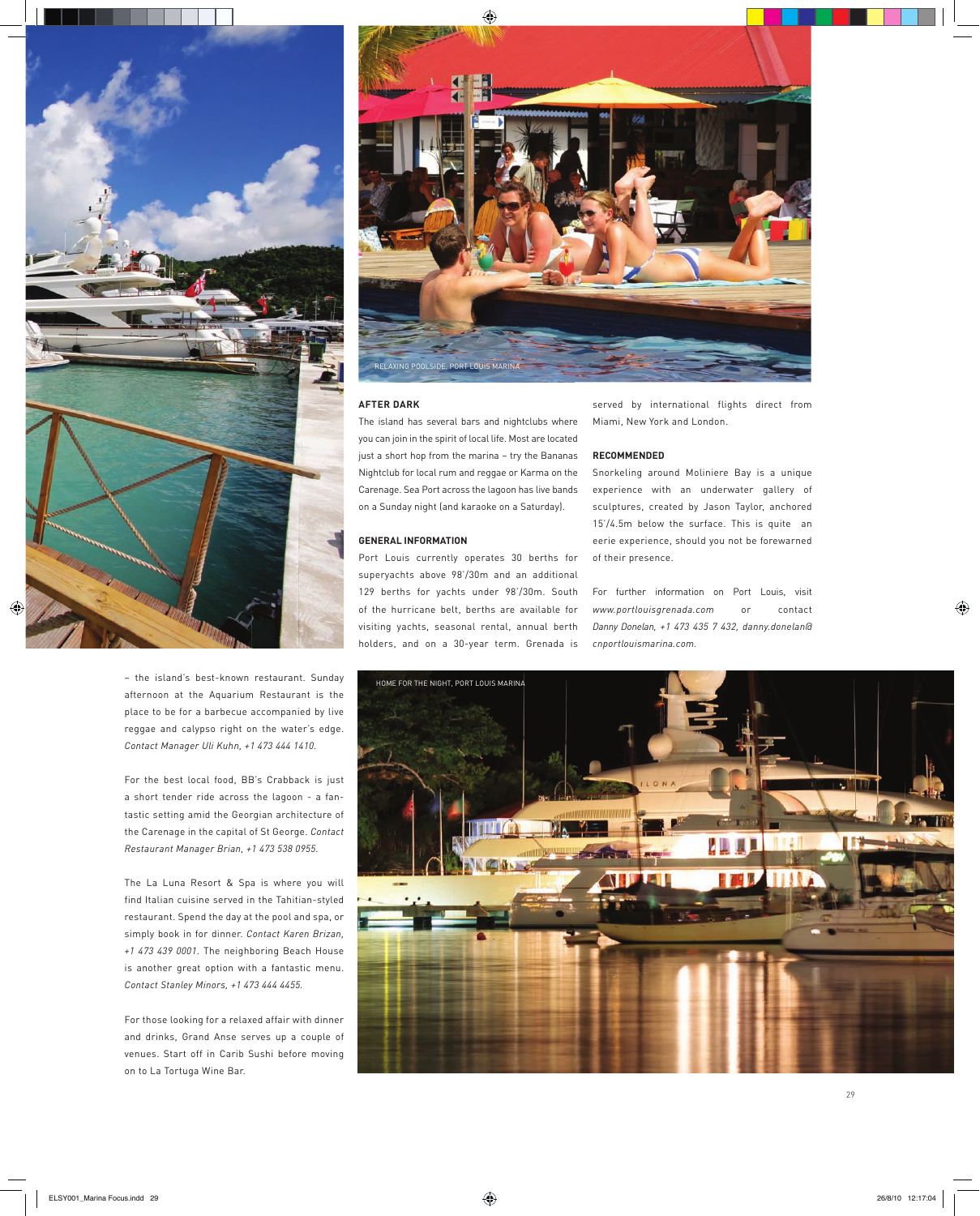RELAXING POOLSIDE, PORT LOUIS MARINA

### AFTER DARK

The island has several bars and nightclubs where you can join in the spirit of local life. Most are located just a short hop from the marina – try the Bananas Nightclub for local rum and reggae or Karma on the Carenage. Sea Port across the lagoon has live bands on a Sunday night (and karaoke on a Saturday).

### GENERAL INFORMATION

Port Louis currently operates 30 berths for superyachts above 98'/30m and an additional 129 berths for yachts under 98'/30m. South of the hurricane belt, berths are available for visiting yachts, seasonal rental, annual berth holders, and on a 30-year term. Grenada is served by international flights direct from Miami, New York and London.

### RECOMMENDED

Snorkeling around Moliniere Bay is a unique experience with an underwater gallery of sculptures, created by Jason Taylor, anchored 15'/4.5m below the surface. This is quite an eerie experience, should you not be forewarned of their presence.

For further information on Port Louis, visit *www.portlouisgrenada.com* or contact *Danny Donelan, +1 473 435 7 432, danny.donelan@cnportlouismarina.com.*

– the island's best-known restaurant. Sunday afternoon at the Aquarium Restaurant is the place to be for a barbecue accompanied by live reggae and calypso right on the water's edge. *Contact Manager Uli Kuhn, +1 473 444 1410.*

For the best local food, BB's Crabback is just a short tender ride across the lagoon - a fantastic setting amid the Georgian architecture of the Carenage in the capital of St George. *Contact Restaurant Manager Brian, +1 473 538 0955.*

The La Luna Resort & Spa is where you will find Italian cuisine served in the Tahitian-styled restaurant. Spend the day at the pool and spa, or simply book in for dinner. *Contact Karen Brizan, +1 473 439 0001*. The neighboring Beach House is another great option with a fantastic menu. *Contact Stanley Minors, +1 473 444 4455.*

For those looking for a relaxed affair with dinner and drinks, Grand Anse serves up a couple of venues. Start off in Carib Sushi before moving on to La Tortuga Wine Bar.

HOME FOR THE NIGHT, PORT LOUIS MARINA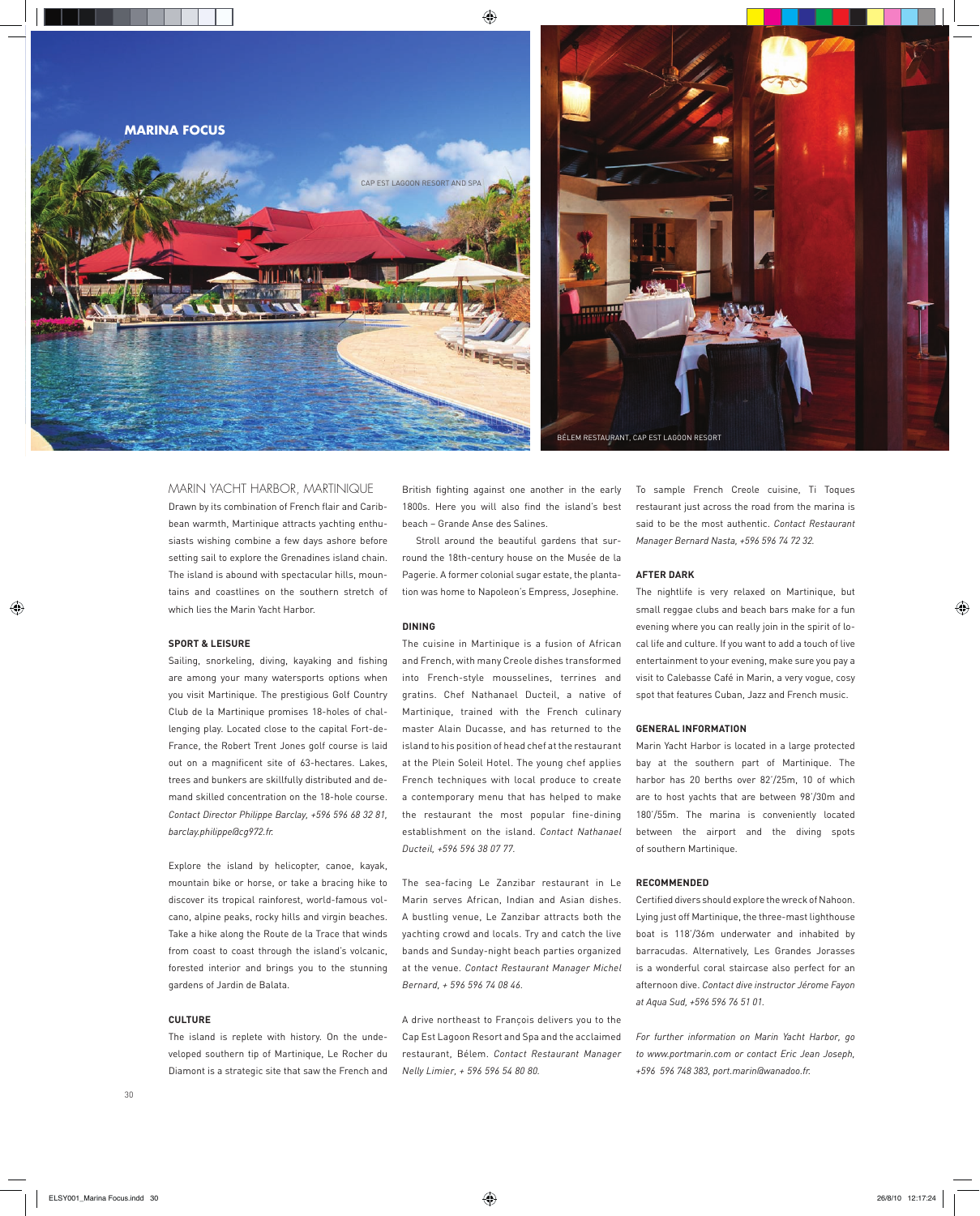MARINA FOCUS

CAP EST LAGOON RESORT AND SPA

BÉLEM RESTAURANT, CAP EST LAGOON RESORT

## MARIN YACHT HARBOR, MARTINIQUE

Drawn by its combination of French flair and Caribbean warmth, Martinique attracts yachting enthusiasts wishing combine a few days ashore before setting sail to explore the Grenadines island chain. The island is abound with spectacular hills, mountains and coastlines on the southern stretch of which lies the Marin Yacht Harbor.

### SPORT & LEISURE

Sailing, snorkeling, diving, kayaking and fishing are among your many watersports options when you visit Martinique. The prestigious Golf Country Club de la Martinique promises 18-holes of challenging play. Located close to the capital Fort-de-France, the Robert Trent Jones golf course is laid out on a magnificent site of 63-hectares. Lakes, trees and bunkers are skillfully distributed and demand skilled concentration on the 18-hole course. *Contact Director Philippe Barclay, +596 596 68 32 81, barclay.philippe@cg972.fr.*

Explore the island by helicopter, canoe, kayak, mountain bike or horse, or take a bracing hike to discover its tropical rainforest, world-famous volcano, alpine peaks, rocky hills and virgin beaches. Take a hike along the Route de la Trace that winds from coast to coast through the island's volcanic, forested interior and brings you to the stunning gardens of Jardin de Balata.

### CULTURE

The island is replete with history. On the undeveloped southern tip of Martinique, Le Rocher du Diamont is a strategic site that saw the French and British fighting against one another in the early 1800s. Here you will also find the island's best beach – Grande Anse des Salines.

Stroll around the beautiful gardens that surround the 18th-century house on the Musée de la Pagerie. A former colonial sugar estate, the plantation was home to Napoleon's Empress, Josephine.

### DINING

The cuisine in Martinique is a fusion of African and French, with many Creole dishes transformed into French-style mousselines, terrines and gratins. Chef Nathanael Ducteil, a native of Martinique, trained with the French culinary master Alain Ducasse, and has returned to the island to his position of head chef at the restaurant at the Plein Soleil Hotel. The young chef applies French techniques with local produce to create a contemporary menu that has helped to make the restaurant the most popular fine-dining establishment on the island. *Contact Nathanael Ducteil, +596 596 38 07 77.*

The sea-facing Le Zanzibar restaurant in Le Marin serves African, Indian and Asian dishes. A bustling venue, Le Zanzibar attracts both the yachting crowd and locals. Try and catch the live bands and Sunday-night beach parties organized at the venue. *Contact Restaurant Manager Michel Bernard, + 596 596 74 08 46.*

A drive northeast to François delivers you to the Cap Est Lagoon Resort and Spa and the acclaimed restaurant, Bélem. *Contact Restaurant Manager Nelly Limier, + 596 596 54 80 80.*

To sample French Creole cuisine, Ti Toques restaurant just across the road from the marina is said to be the most authentic. *Contact Restaurant Manager Bernard Nasta, +596 596 74 72 32.*

### AFTER DARK

The nightlife is very relaxed on Martinique, but small reggae clubs and beach bars make for a fun evening where you can really join in the spirit of local life and culture. If you want to add a touch of live entertainment to your evening, make sure you pay a visit to Calebasse Café in Marin, a very vogue, cosy spot that features Cuban, Jazz and French music.

### GENERAL INFORMATION

Marin Yacht Harbor is located in a large protected bay at the southern part of Martinique. The harbor has 20 berths over 82'/25m, 10 of which are to host yachts that are between 98'/30m and 180'/55m. The marina is conveniently located between the airport and the diving spots of southern Martinique.

### RECOMMENDED

Certified divers should explore the wreck of Nahoon. Lying just off Martinique, the three-mast lighthouse boat is 118'/36m underwater and inhabited by barracudas. Alternatively, Les Grandes Jorasses is a wonderful coral staircase also perfect for an afternoon dive. *Contact dive instructor Jérome Fayon at Aqua Sud, +596 596 76 51 01.*

*For further information on Marin Yacht Harbor, go to www.portmarin.com or contact Eric Jean Joseph, +596 596 748 383, port.marin@wanadoo.fr.*